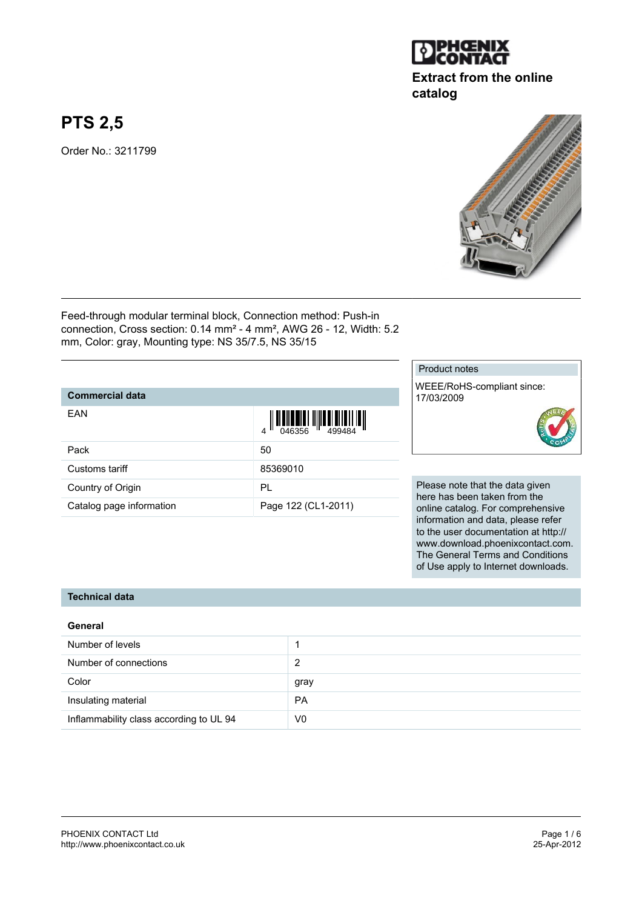Extract from the online catalog

# PTS 2,5

Order No.: 3211799

Feed-through modular terminal block, Connection method: Push-in connection, Cross section: 0.14 mm² - 4 mm², AWG 26 - 12, Width: 5.2 mm, Color: gray, Mounting type: NS 35/7.5, NS 35/15

| Commercial data | |
|---|---|
| EAN | 4 046356 499484 |
| Pack | 50 |
| Customs tariff | 85369010 |
| Country of Origin | PL |
| Catalog page information | Page 122 (CL1-2011) |

**Product notes**

WEEE/RoHS-compliant since: 17/03/2009

Please note that the data given here has been taken from the online catalog. For comprehensive information and data, please refer to the user documentation at http://www.download.phoenixcontact.com. The General Terms and Conditions of Use apply to Internet downloads.

## Technical data

### General

| | |
|---|---|
| Number of levels | 1 |
| Number of connections | 2 |
| Color | gray |
| Insulating material | PA |
| Inflammability class according to UL 94 | V0 |

PHOENIX CONTACT Ltd
http://www.phoenixcontact.co.uk

25-Apr-2012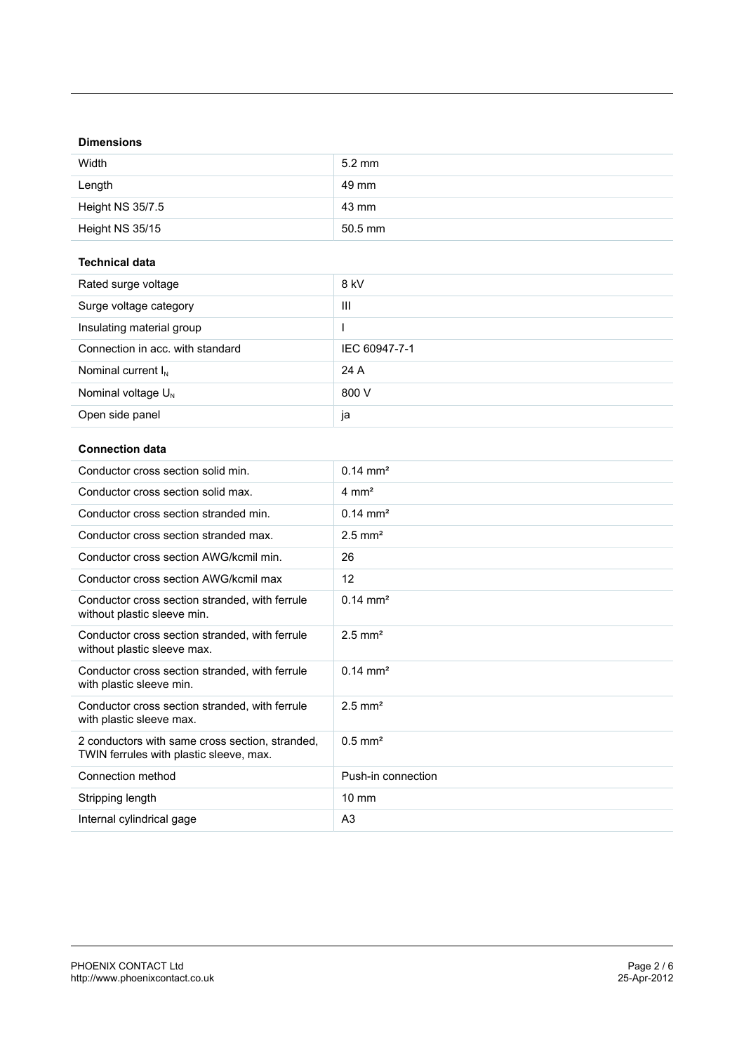**Dimensions**

| | |
|---|---|
| Width | 5.2 mm |
| Length | 49 mm |
| Height NS 35/7.5 | 43 mm |
| Height NS 35/15 | 50.5 mm |

**Technical data**

| | |
|---|---|
| Rated surge voltage | 8 kV |
| Surge voltage category | III |
| Insulating material group | I |
| Connection in acc. with standard | IEC 60947-7-1 |
| Nominal current $I_N$ | 24 A |
| Nominal voltage $U_N$ | 800 V |
| Open side panel | ja |

**Connection data**

| | |
|---|---|
| Conductor cross section solid min. | 0.14 mm² |
| Conductor cross section solid max. | 4 mm² |
| Conductor cross section stranded min. | 0.14 mm² |
| Conductor cross section stranded max. | 2.5 mm² |
| Conductor cross section AWG/kcmil min. | 26 |
| Conductor cross section AWG/kcmil max | 12 |
| Conductor cross section stranded, with ferrule without plastic sleeve min. | 0.14 mm² |
| Conductor cross section stranded, with ferrule without plastic sleeve max. | 2.5 mm² |
| Conductor cross section stranded, with ferrule with plastic sleeve min. | 0.14 mm² |
| Conductor cross section stranded, with ferrule with plastic sleeve max. | 2.5 mm² |
| 2 conductors with same cross section, stranded, TWIN ferrules with plastic sleeve, max. | 0.5 mm² |
| Connection method | Push-in connection |
| Stripping length | 10 mm |
| Internal cylindrical gage | A3 |

PHOENIX CONTACT Ltd
http://www.phoenixcontact.co.uk

25-Apr-2012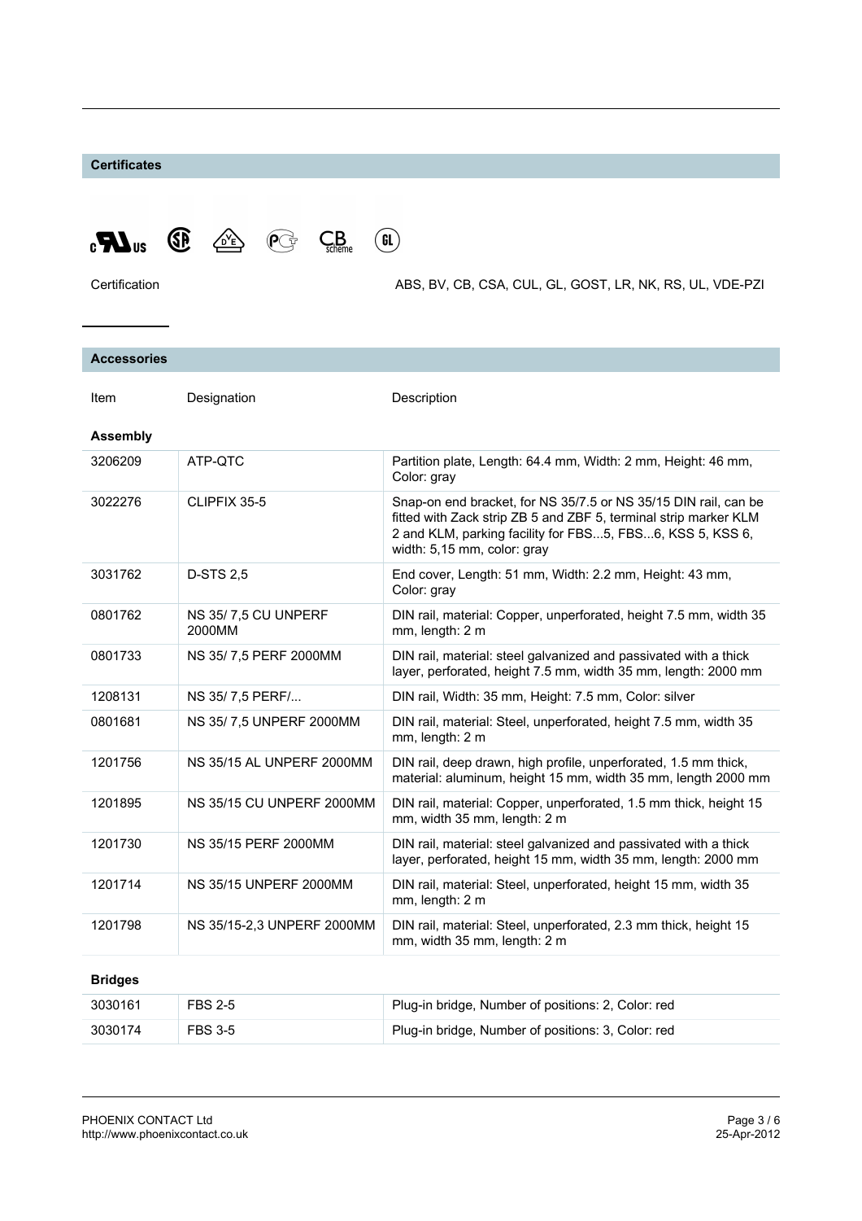## Certificates

| | |
|---|---|
| Certification | ABS, BV, CB, CSA, CUL, GL, GOST, LR, NK, RS, UL, VDE-PZI |

## Accessories

| Item | Designation | Description |
|---|---|---|
| **Assembly** | | |
| 3206209 | ATP-QTC | Partition plate, Length: 64.4 mm, Width: 2 mm, Height: 46 mm, Color: gray |
| 3022276 | CLIPFIX 35-5 | Snap-on end bracket, for NS 35/7.5 or NS 35/15 DIN rail, can be fitted with Zack strip ZB 5 and ZBF 5, terminal strip marker KLM 2 and KLM, parking facility for FBS...5, FBS...6, KSS 5, KSS 6, width: 5,15 mm, color: gray |
| 3031762 | D-STS 2,5 | End cover, Length: 51 mm, Width: 2.2 mm, Height: 43 mm, Color: gray |
| 0801762 | NS 35/ 7,5 CU UNPERF 2000MM | DIN rail, material: Copper, unperforated, height 7.5 mm, width 35 mm, length: 2 m |
| 0801733 | NS 35/ 7,5 PERF 2000MM | DIN rail, material: steel galvanized and passivated with a thick layer, perforated, height 7.5 mm, width 35 mm, length: 2000 mm |
| 1208131 | NS 35/ 7,5 PERF/... | DIN rail, Width: 35 mm, Height: 7.5 mm, Color: silver |
| 0801681 | NS 35/ 7,5 UNPERF 2000MM | DIN rail, material: Steel, unperforated, height 7.5 mm, width 35 mm, length: 2 m |
| 1201756 | NS 35/15 AL UNPERF 2000MM | DIN rail, deep drawn, high profile, unperforated, 1.5 mm thick, material: aluminum, height 15 mm, width 35 mm, length 2000 mm |
| 1201895 | NS 35/15 CU UNPERF 2000MM | DIN rail, material: Copper, unperforated, 1.5 mm thick, height 15 mm, width 35 mm, length: 2 m |
| 1201730 | NS 35/15 PERF 2000MM | DIN rail, material: steel galvanized and passivated with a thick layer, perforated, height 15 mm, width 35 mm, length: 2000 mm |
| 1201714 | NS 35/15 UNPERF 2000MM | DIN rail, material: Steel, unperforated, height 15 mm, width 35 mm, length: 2 m |
| 1201798 | NS 35/15-2,3 UNPERF 2000MM | DIN rail, material: Steel, unperforated, 2.3 mm thick, height 15 mm, width 35 mm, length: 2 m |
| **Bridges** | | |
| 3030161 | FBS 2-5 | Plug-in bridge, Number of positions: 2, Color: red |
| 3030174 | FBS 3-5 | Plug-in bridge, Number of positions: 3, Color: red |

PHOENIX CONTACT Ltd
http://www.phoenixcontact.co.uk

25-Apr-2012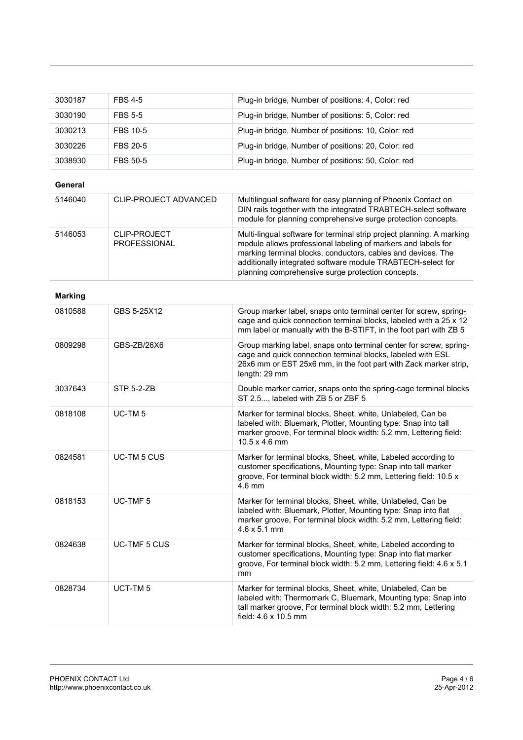| | | |
|---|---|---|
| 3030187 | FBS 4-5 | Plug-in bridge, Number of positions: 4, Color: red |
| 3030190 | FBS 5-5 | Plug-in bridge, Number of positions: 5, Color: red |
| 3030213 | FBS 10-5 | Plug-in bridge, Number of positions: 10, Color: red |
| 3030226 | FBS 20-5 | Plug-in bridge, Number of positions: 20, Color: red |
| 3038930 | FBS 50-5 | Plug-in bridge, Number of positions: 50, Color: red |

**General**

| | | |
|---|---|---|
| 5146040 | CLIP-PROJECT ADVANCED | Multilingual software for easy planning of Phoenix Contact on DIN rails together with the integrated TRABTECH-select software module for planning comprehensive surge protection concepts. |
| 5146053 | CLIP-PROJECT PROFESSIONAL | Multi-lingual software for terminal strip project planning. A marking module allows professional labeling of markers and labels for marking terminal blocks, conductors, cables and devices. The additionally integrated software module TRABTECH-select for planning comprehensive surge protection concepts. |

**Marking**

| | | |
|---|---|---|
| 0810588 | GBS 5-25X12 | Group marker label, snaps onto terminal center for screw, spring-cage and quick connection terminal blocks, labeled with a 25 x 12 mm label or manually with the B-STIFT, in the foot part with ZB 5 |
| 0809298 | GBS-ZB/26X6 | Group marking label, snaps onto terminal center for screw, spring-cage and quick connection terminal blocks, labeled with ESL 26x6 mm or EST 25x6 mm, in the foot part with Zack marker strip, length: 29 mm |
| 3037643 | STP 5-2-ZB | Double marker carrier, snaps onto the spring-cage terminal blocks ST 2.5..., labeled with ZB 5 or ZBF 5 |
| 0818108 | UC-TM 5 | Marker for terminal blocks, Sheet, white, Unlabeled, Can be labeled with: Bluemark, Plotter, Mounting type: Snap into tall marker groove, For terminal block width: 5.2 mm, Lettering field: 10.5 x 4.6 mm |
| 0824581 | UC-TM 5 CUS | Marker for terminal blocks, Sheet, white, Labeled according to customer specifications, Mounting type: Snap into tall marker groove, For terminal block width: 5.2 mm, Lettering field: 10.5 x 4.6 mm |
| 0818153 | UC-TMF 5 | Marker for terminal blocks, Sheet, white, Unlabeled, Can be labeled with: Bluemark, Plotter, Mounting type: Snap into flat marker groove, For terminal block width: 5.2 mm, Lettering field: 4.6 x 5.1 mm |
| 0824638 | UC-TMF 5 CUS | Marker for terminal blocks, Sheet, white, Labeled according to customer specifications, Mounting type: Snap into flat marker groove, For terminal block width: 5.2 mm, Lettering field: 4.6 x 5.1 mm |
| 0828734 | UCT-TM 5 | Marker for terminal blocks, Sheet, white, Unlabeled, Can be labeled with: Thermomark C, Bluemark, Mounting type: Snap into tall marker groove, For terminal block width: 5.2 mm, Lettering field: 4.6 x 10.5 mm |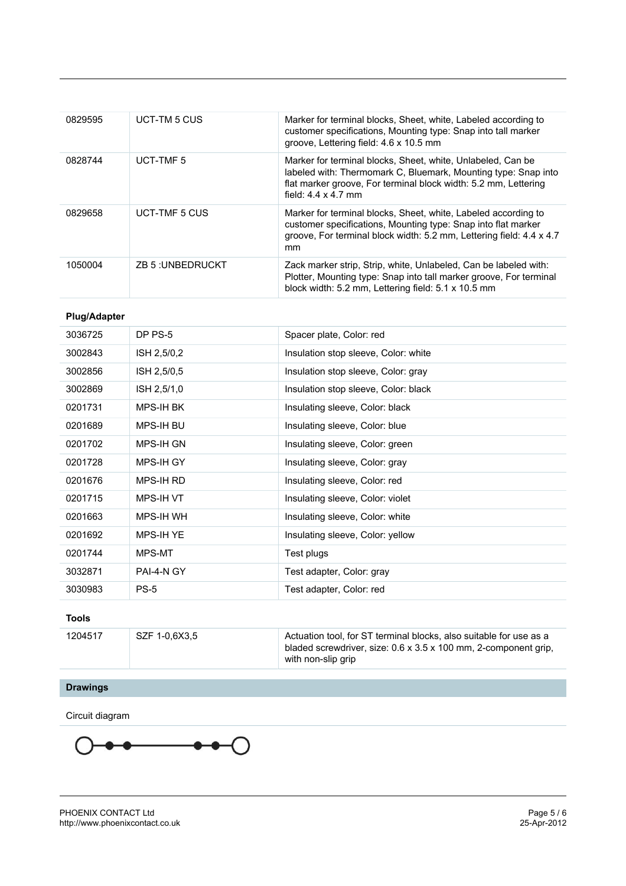| | | |
|---|---|---|
| 0829595 | UCT-TM 5 CUS | Marker for terminal blocks, Sheet, white, Labeled according to customer specifications, Mounting type: Snap into tall marker groove, Lettering field: 4.6 x 10.5 mm |
| 0828744 | UCT-TMF 5 | Marker for terminal blocks, Sheet, white, Unlabeled, Can be labeled with: Thermomark C, Bluemark, Mounting type: Snap into flat marker groove, For terminal block width: 5.2 mm, Lettering field: 4.4 x 4.7 mm |
| 0829658 | UCT-TMF 5 CUS | Marker for terminal blocks, Sheet, white, Labeled according to customer specifications, Mounting type: Snap into flat marker groove, For terminal block width: 5.2 mm, Lettering field: 4.4 x 4.7 mm |
| 1050004 | ZB 5 :UNBEDRUCKT | Zack marker strip, Strip, white, Unlabeled, Can be labeled with: Plotter, Mounting type: Snap into tall marker groove, For terminal block width: 5.2 mm, Lettering field: 5.1 x 10.5 mm |

**Plug/Adapter**

| | | |
|---|---|---|
| 3036725 | DP PS-5 | Spacer plate, Color: red |
| 3002843 | ISH 2,5/0,2 | Insulation stop sleeve, Color: white |
| 3002856 | ISH 2,5/0,5 | Insulation stop sleeve, Color: gray |
| 3002869 | ISH 2,5/1,0 | Insulation stop sleeve, Color: black |
| 0201731 | MPS-IH BK | Insulating sleeve, Color: black |
| 0201689 | MPS-IH BU | Insulating sleeve, Color: blue |
| 0201702 | MPS-IH GN | Insulating sleeve, Color: green |
| 0201728 | MPS-IH GY | Insulating sleeve, Color: gray |
| 0201676 | MPS-IH RD | Insulating sleeve, Color: red |
| 0201715 | MPS-IH VT | Insulating sleeve, Color: violet |
| 0201663 | MPS-IH WH | Insulating sleeve, Color: white |
| 0201692 | MPS-IH YE | Insulating sleeve, Color: yellow |
| 0201744 | MPS-MT | Test plugs |
| 3032871 | PAI-4-N GY | Test adapter, Color: gray |
| 3030983 | PS-5 | Test adapter, Color: red |

**Tools**

| | | |
|---|---|---|
| 1204517 | SZF 1-0,6X3,5 | Actuation tool, for ST terminal blocks, also suitable for use as a bladed screwdriver, size: 0.6 x 3.5 x 100 mm, 2-component grip, with non-slip grip |

## Drawings

Circuit diagram